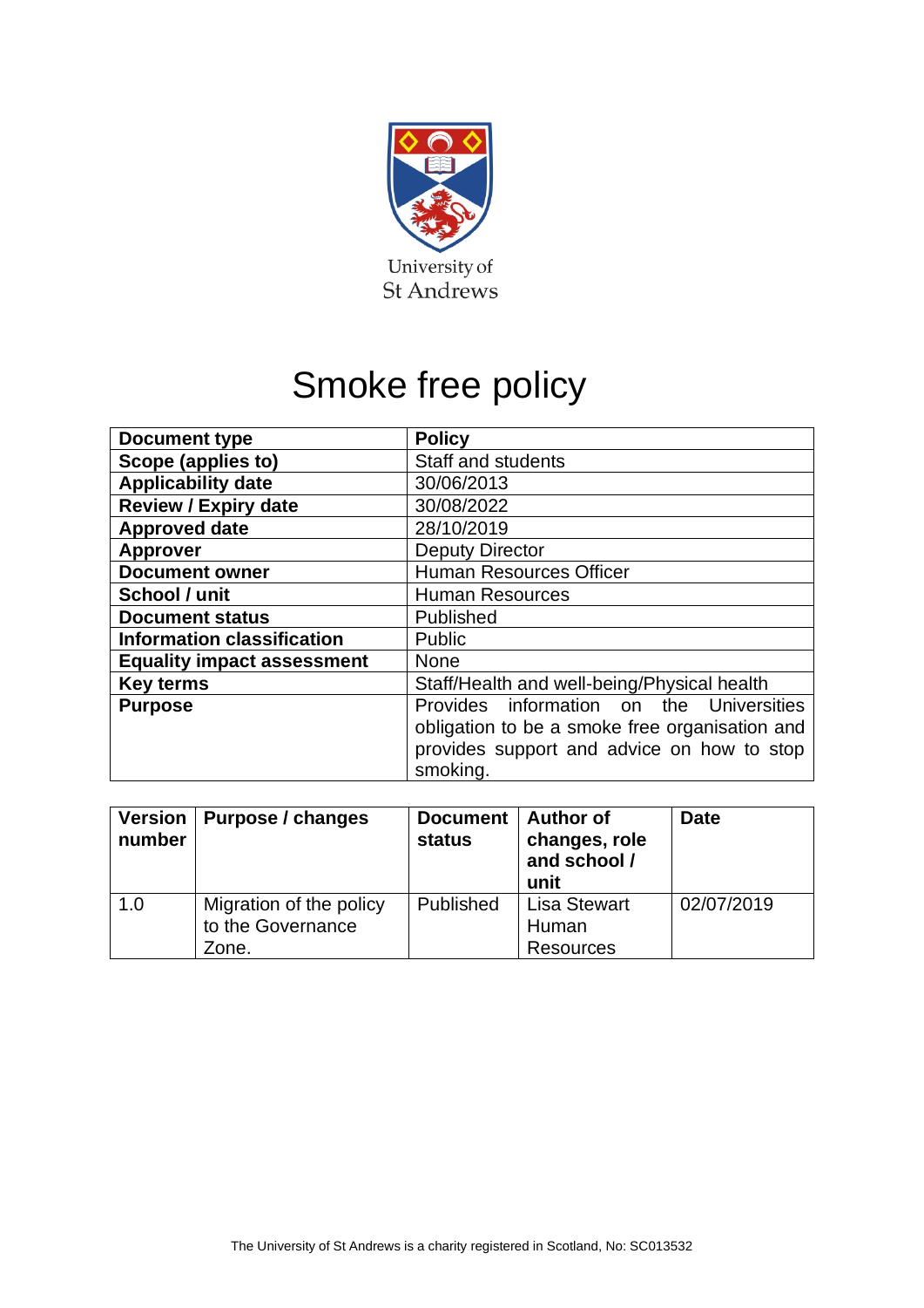University of St Andrews

# Smoke free policy

| Document type | Policy |
|---|---|
| Scope (applies to) | Staff and students |
| Applicability date | 30/06/2013 |
| Review / Expiry date | 30/08/2022 |
| Approved date | 28/10/2019 |
| Approver | Deputy Director |
| Document owner | Human Resources Officer |
| School / unit | Human Resources |
| Document status | Published |
| Information classification | Public |
| Equality impact assessment | None |
| Key terms | Staff/Health and well-being/Physical health |
| Purpose | Provides information on the Universities obligation to be a smoke free organisation and provides support and advice on how to stop smoking. |

| Version number | Purpose / changes | Document status | Author of changes, role and school / unit | Date |
|---|---|---|---|---|
| 1.0 | Migration of the policy to the Governance Zone. | Published | Lisa Stewart Human Resources | 02/07/2019 |

The University of St Andrews is a charity registered in Scotland, No: SC013532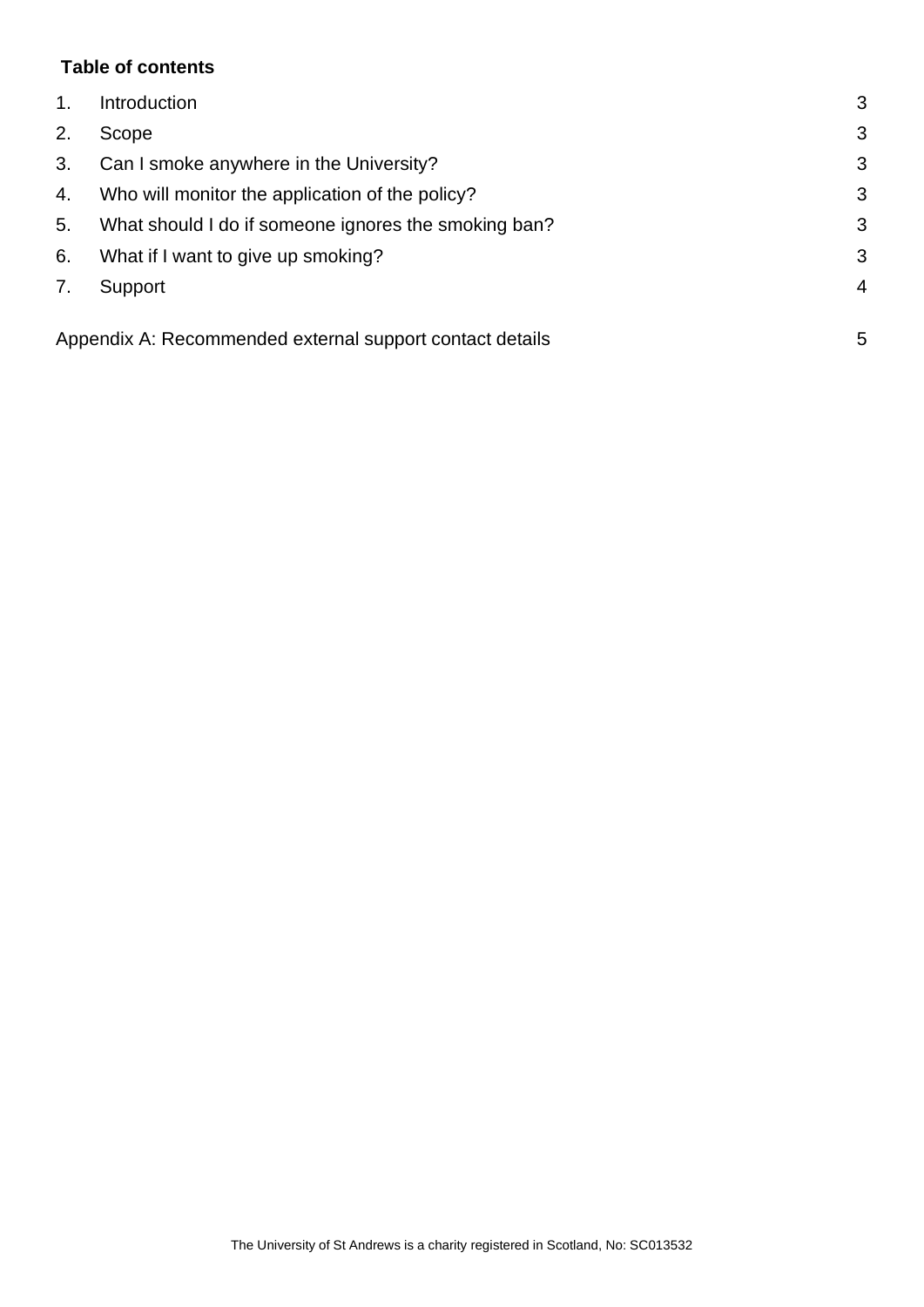**Table of contents**

| | | |
|---|---|---|
| 1. | Introduction | 3 |
| 2. | Scope | 3 |
| 3. | Can I smoke anywhere in the University? | 3 |
| 4. | Who will monitor the application of the policy? | 3 |
| 5. | What should I do if someone ignores the smoking ban? | 3 |
| 6. | What if I want to give up smoking? | 3 |
| 7. | Support | 4 |

Appendix A: Recommended external support contact details 5

The University of St Andrews is a charity registered in Scotland, No: SC013532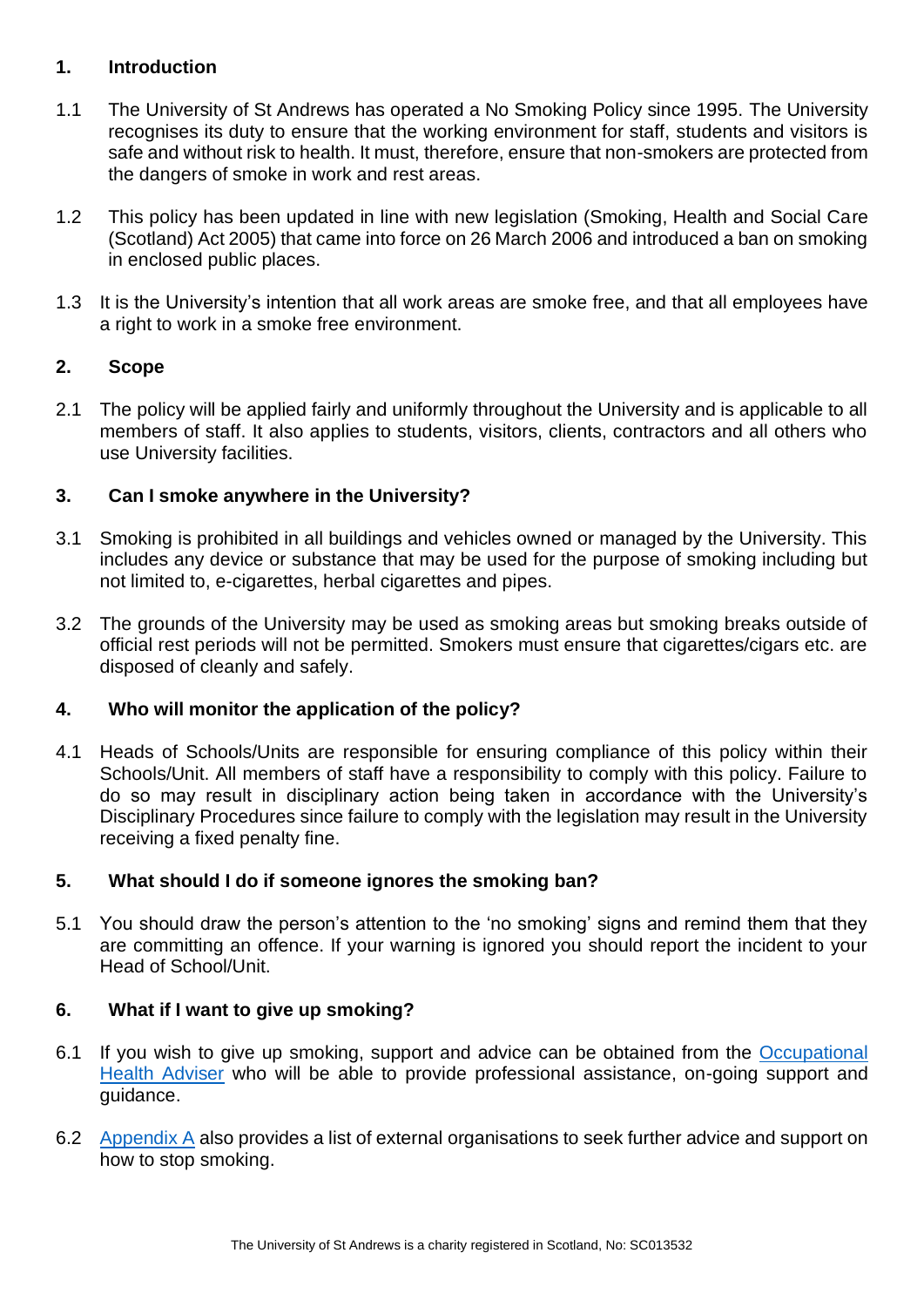## 1. Introduction

1.1 The University of St Andrews has operated a No Smoking Policy since 1995. The University recognises its duty to ensure that the working environment for staff, students and visitors is safe and without risk to health. It must, therefore, ensure that non-smokers are protected from the dangers of smoke in work and rest areas.

1.2 This policy has been updated in line with new legislation (Smoking, Health and Social Care (Scotland) Act 2005) that came into force on 26 March 2006 and introduced a ban on smoking in enclosed public places.

1.3 It is the University's intention that all work areas are smoke free, and that all employees have a right to work in a smoke free environment.

## 2. Scope

2.1 The policy will be applied fairly and uniformly throughout the University and is applicable to all members of staff. It also applies to students, visitors, clients, contractors and all others who use University facilities.

## 3. Can I smoke anywhere in the University?

3.1 Smoking is prohibited in all buildings and vehicles owned or managed by the University. This includes any device or substance that may be used for the purpose of smoking including but not limited to, e-cigarettes, herbal cigarettes and pipes.

3.2 The grounds of the University may be used as smoking areas but smoking breaks outside of official rest periods will not be permitted. Smokers must ensure that cigarettes/cigars etc. are disposed of cleanly and safely.

## 4. Who will monitor the application of the policy?

4.1 Heads of Schools/Units are responsible for ensuring compliance of this policy within their Schools/Unit. All members of staff have a responsibility to comply with this policy. Failure to do so may result in disciplinary action being taken in accordance with the University's Disciplinary Procedures since failure to comply with the legislation may result in the University receiving a fixed penalty fine.

## 5. What should I do if someone ignores the smoking ban?

5.1 You should draw the person's attention to the 'no smoking' signs and remind them that they are committing an offence. If your warning is ignored you should report the incident to your Head of School/Unit.

## 6. What if I want to give up smoking?

6.1 If you wish to give up smoking, support and advice can be obtained from the Occupational Health Adviser who will be able to provide professional assistance, on-going support and guidance.

6.2 Appendix A also provides a list of external organisations to seek further advice and support on how to stop smoking.

The University of St Andrews is a charity registered in Scotland, No: SC013532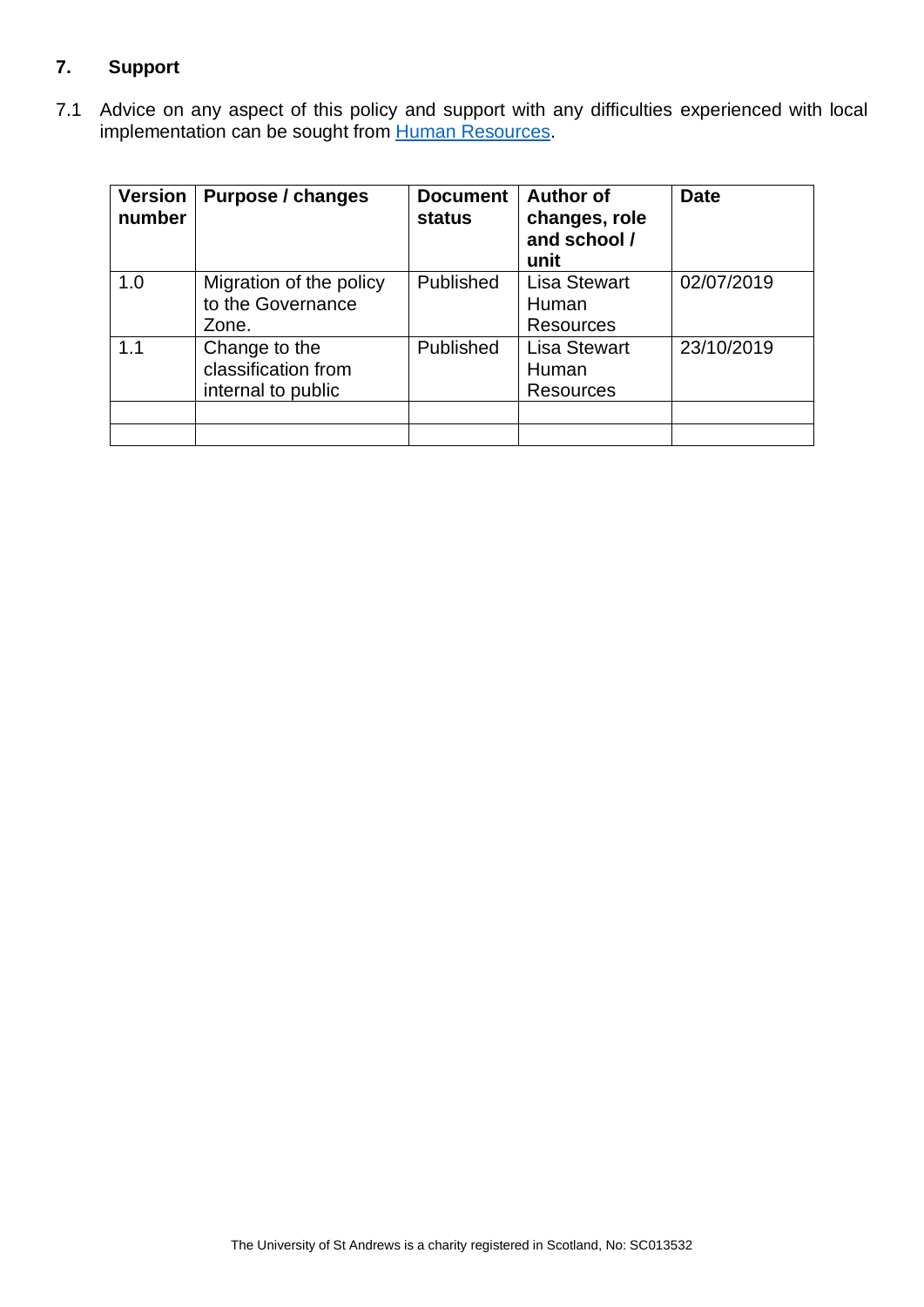## 7. Support

7.1 Advice on any aspect of this policy and support with any difficulties experienced with local implementation can be sought from Human Resources.

| Version number | Purpose / changes | Document status | Author of changes, role and school / unit | Date |
|---|---|---|---|---|
| 1.0 | Migration of the policy to the Governance Zone. | Published | Lisa Stewart Human Resources | 02/07/2019 |
| 1.1 | Change to the classification from internal to public | Published | Lisa Stewart Human Resources | 23/10/2019 |
| | | | | |
| | | | | |

The University of St Andrews is a charity registered in Scotland, No: SC013532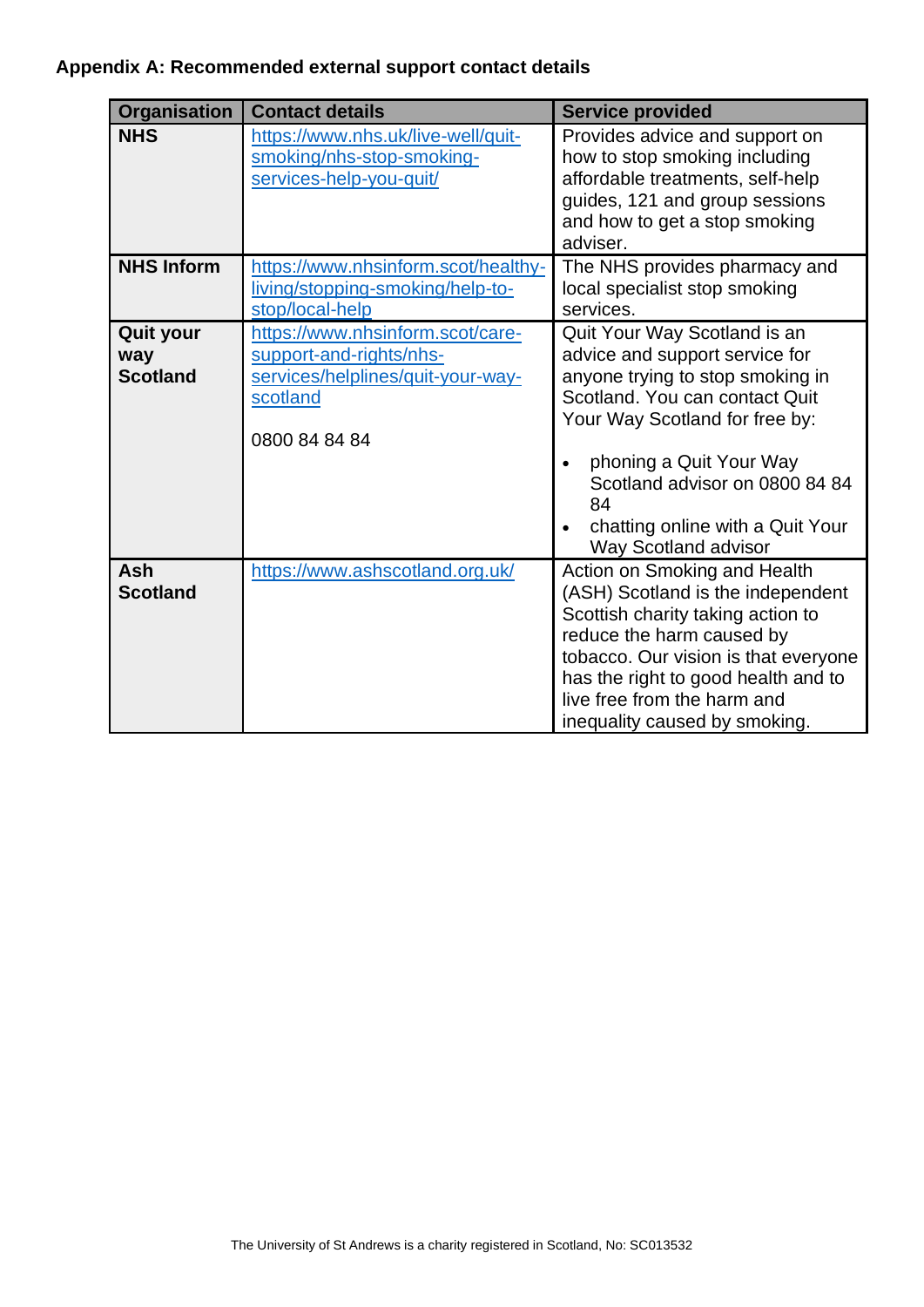**Appendix A: Recommended external support contact details**

| Organisation | Contact details | Service provided |
|---|---|---|
| **NHS** | https://www.nhs.uk/live-well/quit-smoking/nhs-stop-smoking-services-help-you-quit/ | Provides advice and support on how to stop smoking including affordable treatments, self-help guides, 121 and group sessions and how to get a stop smoking adviser. |
| **NHS Inform** | https://www.nhsinform.scot/healthy-living/stopping-smoking/help-to-stop/local-help | The NHS provides pharmacy and local specialist stop smoking services. |
| **Quit your way Scotland** | https://www.nhsinform.scot/care-support-and-rights/nhs-services/helplines/quit-your-way-scotland<br><br>0800 84 84 84 | Quit Your Way Scotland is an advice and support service for anyone trying to stop smoking in Scotland. You can contact Quit Your Way Scotland for free by:<br><br>• phoning a Quit Your Way Scotland advisor on 0800 84 84 84<br>• chatting online with a Quit Your Way Scotland advisor |
| **Ash Scotland** | https://www.ashscotland.org.uk/ | Action on Smoking and Health (ASH) Scotland is the independent Scottish charity taking action to reduce the harm caused by tobacco. Our vision is that everyone has the right to good health and to live free from the harm and inequality caused by smoking. |

The University of St Andrews is a charity registered in Scotland, No: SC013532